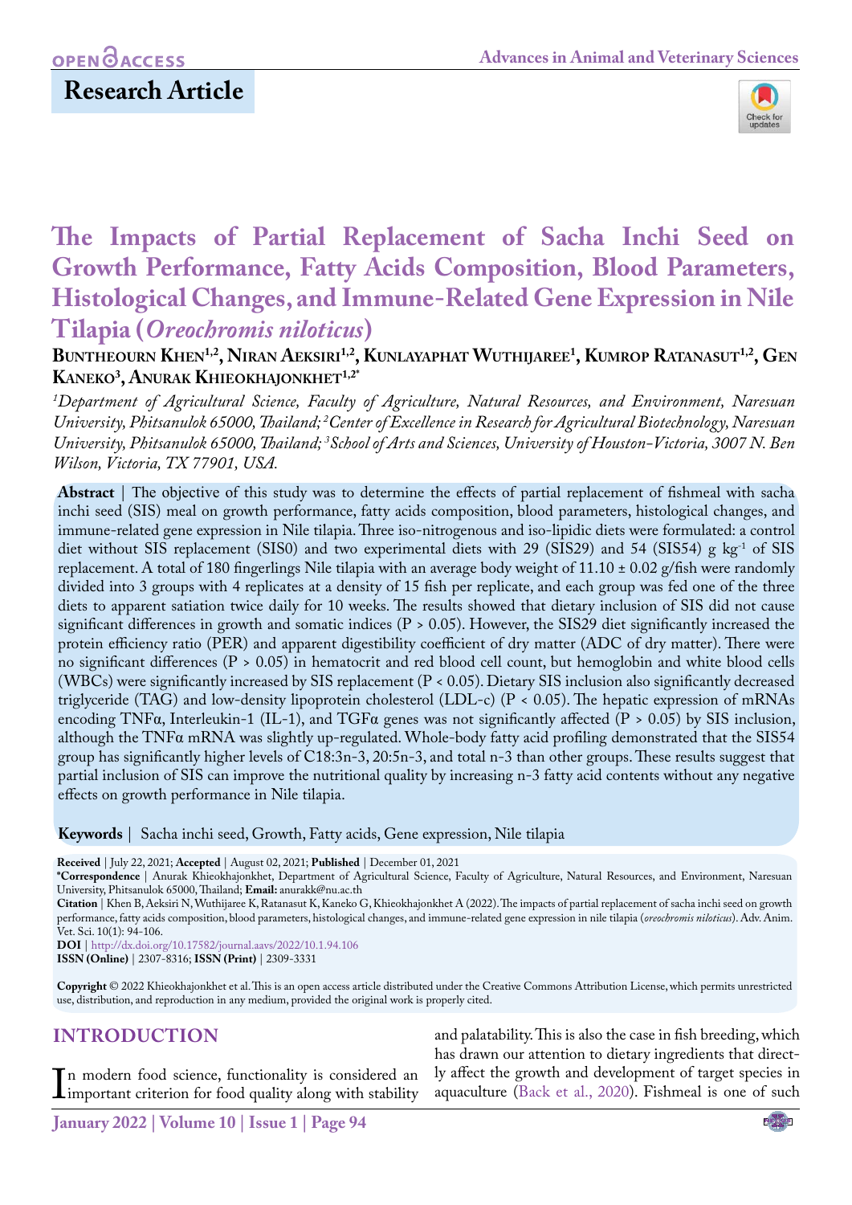OPEN ACCESS

**Research Article**

# The Impacts of Partial Replacement of Sacha Inchi Seed on Growth Performance, Fatty Acids Composition, Blood Parameters, Histological Changes, and Immune-Related Gene Expression in Nile Tilapia (*Oreochromis niloticus*)

**Buntheourn Khen[1,2], Niran Aeksiri[1,2], Kunlayaphat Wuthijaree[1], Kumrop Ratanasut[1,2], Gen Kaneko[3], Anurak Khieokhajonkhet[1,2*]**

*[1]Department of Agricultural Science, Faculty of Agriculture, Natural Resources, and Environment, Naresuan University, Phitsanulok 65000, Thailand; [2]Center of Excellence in Research for Agricultural Biotechnology, Naresuan University, Phitsanulok 65000, Thailand; [3]School of Arts and Sciences, University of Houston-Victoria, 3007 N. Ben Wilson, Victoria, TX 77901, USA.*

**Abstract** | The objective of this study was to determine the effects of partial replacement of fishmeal with sacha inchi seed (SIS) meal on growth performance, fatty acids composition, blood parameters, histological changes, and immune-related gene expression in Nile tilapia. Three iso-nitrogenous and iso-lipidic diets were formulated: a control diet without SIS replacement (SIS0) and two experimental diets with 29 (SIS29) and 54 (SIS54) g $kg^{-1}$ of SIS replacement. A total of 180 fingerlings Nile tilapia with an average body weight of 11.10 ± 0.02 g/fish were randomly divided into 3 groups with 4 replicates at a density of 15 fish per replicate, and each group was fed one of the three diets to apparent satiation twice daily for 10 weeks. The results showed that dietary inclusion of SIS did not cause significant differences in growth and somatic indices ($P > 0.05$). However, the SIS29 diet significantly increased the protein efficiency ratio (PER) and apparent digestibility coefficient of dry matter (ADC of dry matter). There were no significant differences ($P > 0.05$) in hematocrit and red blood cell count, but hemoglobin and white blood cells (WBCs) were significantly increased by SIS replacement ($P < 0.05$). Dietary SIS inclusion also significantly decreased triglyceride (TAG) and low-density lipoprotein cholesterol (LDL-c) ($P < 0.05$). The hepatic expression of mRNAs encoding TNFα, Interleukin-1 (IL-1), and TGFα genes was not significantly affected ($P > 0.05$) by SIS inclusion, although the TNFα mRNA was slightly up-regulated. Whole-body fatty acid profiling demonstrated that the SIS54 group has significantly higher levels of C18:3n-3, 20:5n-3, and total n-3 than other groups. These results suggest that partial inclusion of SIS can improve the nutritional quality by increasing n-3 fatty acid contents without any negative effects on growth performance in Nile tilapia.

**Keywords** | Sacha inchi seed, Growth, Fatty acids, Gene expression, Nile tilapia

**Received** | July 22, 2021; **Accepted** | August 02, 2021; **Published** | December 01, 2021

**\*Correspondence** | Anurak Khieokhajonkhet, Department of Agricultural Science, Faculty of Agriculture, Natural Resources, and Environment, Naresuan University, Phitsanulok 65000, Thailand; **Email:** anurakk@nu.ac.th

**Citation** | Khen B, Aeksiri N, Wuthijaree K, Ratanasut K, Kaneko G, Khieokhajonkhet A (2022). The impacts of partial replacement of sacha inchi seed on growth performance, fatty acids composition, blood parameters, histological changes, and immune-related gene expression in nile tilapia (*oreochromis niloticus*). Adv. Anim. Vet. Sci. 10(1): 94-106.

**DOI** | http://dx.doi.org/10.17582/journal.aavs/2022/10.1.94.106

**ISSN (Online)** | 2307-8316; **ISSN (Print)** | 2309-3331

**Copyright** © 2022 Khieokhajonkhet et al. This is an open access article distributed under the Creative Commons Attribution License, which permits unrestricted use, distribution, and reproduction in any medium, provided the original work is properly cited.

## INTRODUCTION

In modern food science, functionality is considered an important criterion for food quality along with stability and palatability. This is also the case in fish breeding, which has drawn our attention to dietary ingredients that directly affect the growth and development of target species in aquaculture (Back et al., 2020). Fishmeal is one of such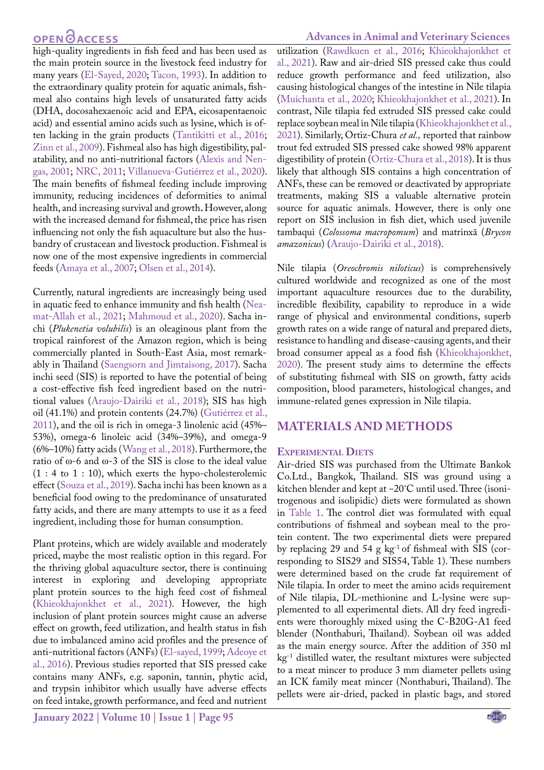high-quality ingredients in fish feed and has been used as the main protein source in the livestock feed industry for many years (El-Sayed, 2020; Tacon, 1993). In addition to the extraordinary quality protein for aquatic animals, fishmeal also contains high levels of unsaturated fatty acids (DHA, docosahexaenoic acid and EPA, eicosapentaenoic acid) and essential amino acids such as lysine, which is often lacking in the grain products (Tantikitti et al., 2016; Zinn et al., 2009). Fishmeal also has high digestibility, palatability, and no anti-nutritional factors (Alexis and Nengas, 2001; NRC, 2011; Villanueva-Gutiérrez et al., 2020). The main benefits of fishmeal feeding include improving immunity, reducing incidences of deformities to animal health, and increasing survival and growth**.** However, along with the increased demand for fishmeal, the price has risen influencing not only the fish aquaculture but also the husbandry of crustacean and livestock production. Fishmeal is now one of the most expensive ingredients in commercial feeds (Amaya et al., 2007; Olsen et al., 2014).

Currently, natural ingredients are increasingly being used in aquatic feed to enhance immunity and fish health (Neamat-Allah et al., 2021; Mahmoud et al., 2020). Sacha inchi (*Plukenetia volubilis*) is an oleaginous plant from the tropical rainforest of the Amazon region, which is being commercially planted in South-East Asia, most remarkably in Thailand (Saengsorn and Jimtaisong, 2017). Sacha inchi seed (SIS) is reported to have the potential of being a cost-effective fish feed ingredient based on the nutritional values (Araujo-Dairiki et al., 2018); SIS has high oil (41.1%) and protein contents (24.7%) (Gutiérrez et al., 2011), and the oil is rich in omega-3 linolenic acid (45%–53%), omega-6 linoleic acid (34%–39%), and omega-9 (6%–10%) fatty acids (Wang et al., 2018). Furthermore, the ratio of ω-6 and ω-3 of the SIS is close to the ideal value (1 : 4 to 1 : 10), which exerts the hypo-cholesterolemic effect (Souza et al., 2019). Sacha inchi has been known as a beneficial food owing to the predominance of unsaturated fatty acids, and there are many attempts to use it as a feed ingredient, including those for human consumption.

Plant proteins, which are widely available and moderately priced, maybe the most realistic option in this regard. For the thriving global aquaculture sector, there is continuing interest in exploring and developing appropriate plant protein sources to the high feed cost of fishmeal (Khieokhajonkhet et al., 2021). However, the high inclusion of plant protein sources might cause an adverse effect on growth, feed utilization, and health status in fish due to imbalanced amino acid profiles and the presence of anti-nutritional factors (ANFs) (El-sayed, 1999; Adeoye et al., 2016). Previous studies reported that SIS pressed cake contains many ANFs, e.g. saponin, tannin, phytic acid, and trypsin inhibitor which usually have adverse effects on feed intake, growth performance, and feed and nutrient utilization (Rawdkuen et al., 2016; Khieokhajonkhet et al., 2021). Raw and air-dried SIS pressed cake thus could reduce growth performance and feed utilization, also causing histological changes of the intestine in Nile tilapia (Muichanta et al., 2020; Khieokhajonkhet et al., 2021). In contrast, Nile tilapia fed extruded SIS pressed cake could replace soybean meal in Nile tilapia (Khieokhajonkhet et al., 2021). Similarly, Ortiz-Chura *et al.,* reported that rainbow trout fed extruded SIS pressed cake showed 98% apparent digestibility of protein (Ortiz-Chura et al., 2018). It is thus likely that although SIS contains a high concentration of ANFs, these can be removed or deactivated by appropriate treatments, making SIS a valuable alternative protein source for aquatic animals. However, there is only one report on SIS inclusion in fish diet, which used juvenile tambaqui (*Colossoma macropomum*) and matrinxã (*Brycon amazonicus*) (Araujo-Dairiki et al., 2018).

Nile tilapia (*Oreochromis niloticus*) is comprehensively cultured worldwide and recognized as one of the most important aquaculture resources due to the durability, incredible flexibility, capability to reproduce in a wide range of physical and environmental conditions, superb growth rates on a wide range of natural and prepared diets, resistance to handling and disease-causing agents, and their broad consumer appeal as a food fish (Khieokhajonkhet, 2020). The present study aims to determine the effects of substituting fishmeal with SIS on growth, fatty acids composition, blood parameters, histological changes, and immune-related genes expression in Nile tilapia.

## MATERIALS AND METHODS

### Experimental Diets

Air-dried SIS was purchased from the Ultimate Bankok Co.Ltd., Bangkok, Thailand. SIS was ground using a kitchen blender and kept at −20°C until used. Three (isonitrogenous and isolipidic) diets were formulated as shown in Table 1. The control diet was formulated with equal contributions of fishmeal and soybean meal to the protein content. The two experimental diets were prepared by replacing 29 and 54 g kg$^{-1}$ of fishmeal with SIS (corresponding to SIS29 and SIS54, Table 1). These numbers were determined based on the crude fat requirement of Nile tilapia. In order to meet the amino acids requirement of Nile tilapia, DL-methionine and L-lysine were supplemented to all experimental diets. All dry feed ingredients were thoroughly mixed using the C-B20G-A1 feed blender (Nonthaburi, Thailand). Soybean oil was added as the main energy source. After the addition of 350 ml kg$^{-1}$ distilled water, the resultant mixtures were subjected to a meat mincer to produce 3 mm diameter pellets using an ICK family meat mincer (Nonthaburi, Thailand). The pellets were air-dried, packed in plastic bags, and stored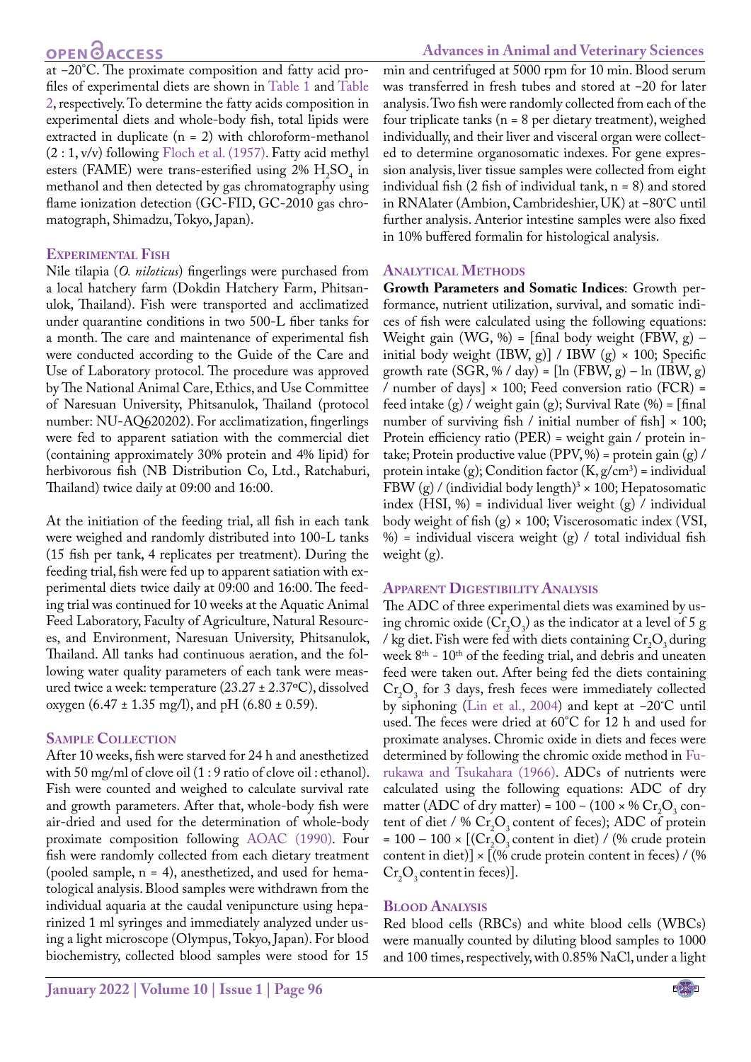at −20°C. The proximate composition and fatty acid profiles of experimental diets are shown in Table 1 and Table 2, respectively. To determine the fatty acids composition in experimental diets and whole-body fish, total lipids were extracted in duplicate (n = 2) with chloroform-methanol (2 : 1, v/v) following Floch et al. (1957). Fatty acid methyl esters (FAME) were trans-esterified using 2% $H_2SO_4$ in methanol and then detected by gas chromatography using flame ionization detection (GC-FID, GC-2010 gas chromatograph, Shimadzu, Tokyo, Japan).

## Experimental Fish

Nile tilapia (*O. niloticus*) fingerlings were purchased from a local hatchery farm (Dokdin Hatchery Farm, Phitsanulok, Thailand). Fish were transported and acclimatized under quarantine conditions in two 500-L fiber tanks for a month. The care and maintenance of experimental fish were conducted according to the Guide of the Care and Use of Laboratory protocol. The procedure was approved by The National Animal Care, Ethics, and Use Committee of Naresuan University, Phitsanulok, Thailand (protocol number: NU-AQ620202). For acclimatization, fingerlings were fed to apparent satiation with the commercial diet (containing approximately 30% protein and 4% lipid) for herbivorous fish (NB Distribution Co, Ltd., Ratchaburi, Thailand) twice daily at 09:00 and 16:00.

At the initiation of the feeding trial, all fish in each tank were weighed and randomly distributed into 100-L tanks (15 fish per tank, 4 replicates per treatment). During the feeding trial, fish were fed up to apparent satiation with experimental diets twice daily at 09:00 and 16:00. The feeding trial was continued for 10 weeks at the Aquatic Animal Feed Laboratory, Faculty of Agriculture, Natural Resources, and Environment, Naresuan University, Phitsanulok, Thailand. All tanks had continuous aeration, and the following water quality parameters of each tank were measured twice a week: temperature (23.27 ± 2.37°C), dissolved oxygen (6.47 ± 1.35 mg/l), and pH (6.80 ± 0.59).

## Sample Collection

After 10 weeks, fish were starved for 24 h and anesthetized with 50 mg/ml of clove oil (1 : 9 ratio of clove oil : ethanol). Fish were counted and weighed to calculate survival rate and growth parameters. After that, whole-body fish were air-dried and used for the determination of whole-body proximate composition following AOAC (1990). Four fish were randomly collected from each dietary treatment (pooled sample, n = 4), anesthetized, and used for hematological analysis. Blood samples were withdrawn from the individual aquaria at the caudal venipuncture using heparinized 1 ml syringes and immediately analyzed under using a light microscope (Olympus, Tokyo, Japan). For blood biochemistry, collected blood samples were stood for 15 min and centrifuged at 5000 rpm for 10 min. Blood serum was transferred in fresh tubes and stored at −20 for later analysis. Two fish were randomly collected from each of the four triplicate tanks (n = 8 per dietary treatment), weighed individually, and their liver and visceral organ were collected to determine organosomatic indexes. For gene expression analysis, liver tissue samples were collected from eight individual fish (2 fish of individual tank, n = 8) and stored in RNAlater (Ambion, Cambrideshier, UK) at −80°C until further analysis. Anterior intestine samples were also fixed in 10% buffered formalin for histological analysis.

## Analytical Methods

**Growth Parameters and Somatic Indices**: Growth performance, nutrient utilization, survival, and somatic indices of fish were calculated using the following equations: Weight gain (WG, %) = [final body weight (FBW, g) – initial body weight (IBW, g)] / IBW (g) × 100; Specific growth rate (SGR, % / day) = [ln (FBW, g) – ln (IBW, g) / number of days] × 100; Feed conversion ratio (FCR) = feed intake (g) / weight gain (g); Survival Rate (%) = [final number of surviving fish / initial number of fish] × 100; Protein efficiency ratio (PER) = weight gain / protein intake; Protein productive value (PPV, %) = protein gain (g) / protein intake (g); Condition factor (K, g/cm$^3$) = individual FBW (g) / (individial body length)$^3$ × 100; Hepatosomatic index (HSI, %) = individual liver weight (g) / individual body weight of fish (g) × 100; Viscerosomatic index (VSI, %) = individual viscera weight (g) / total individual fish weight (g).

## Apparent Digestibility Analysis

The ADC of three experimental diets was examined by using chromic oxide ($Cr_2O_3$) as the indicator at a level of 5 g / kg diet. Fish were fed with diets containing $Cr_2O_3$ during week 8$^{th}$ - 10$^{th}$ of the feeding trial, and debris and uneaten feed were taken out. After being fed the diets containing $Cr_2O_3$ for 3 days, fresh feces were immediately collected by siphoning (Lin et al., 2004) and kept at −20°C until used. The feces were dried at 60°C for 12 h and used for proximate analyses. Chromic oxide in diets and feces were determined by following the chromic oxide method in Furukawa and Tsukahara (1966). ADCs of nutrients were calculated using the following equations: ADC of dry matter (ADC of dry matter) = 100 – (100 × % $Cr_2O_3$ content of diet / % $Cr_2O_3$ content of feces); ADC of protein = 100 – 100 × [($Cr_2O_3$ content in diet) / (% crude protein content in diet)] × [(% crude protein content in feces) / (% $Cr_2O_3$ content in feces)].

## Blood Analysis

Red blood cells (RBCs) and white blood cells (WBCs) were manually counted by diluting blood samples to 1000 and 100 times, respectively, with 0.85% NaCl, under a light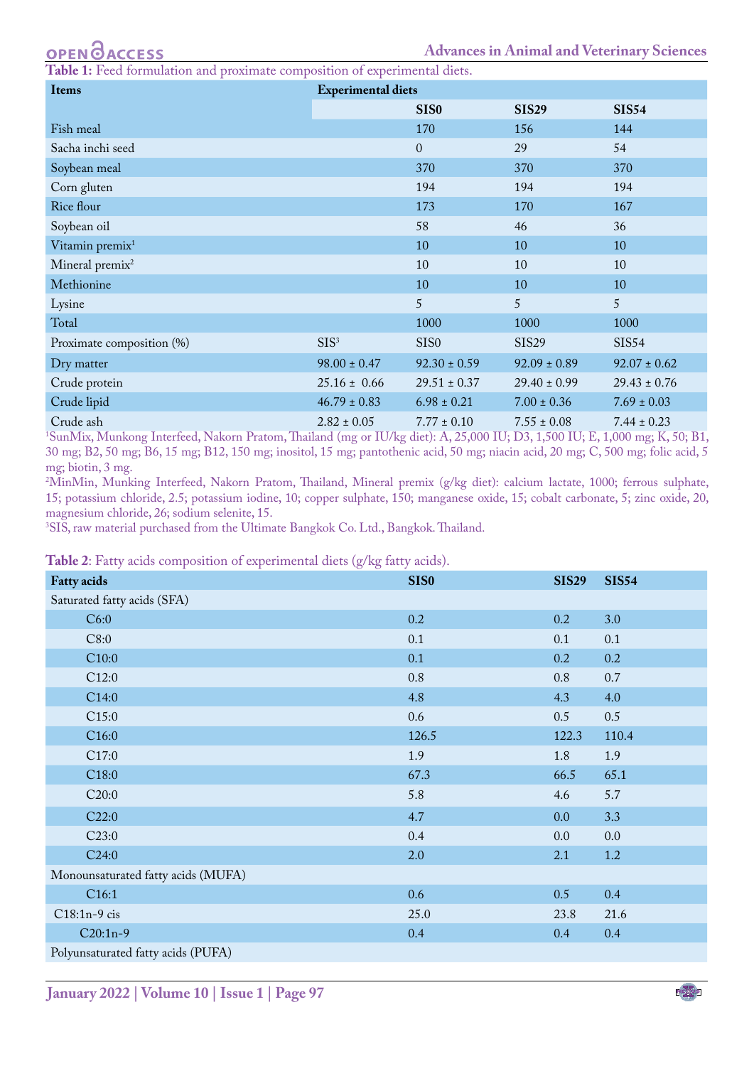**Table 1:** Feed formulation and proximate composition of experimental diets.

| Items | Experimental diets | | | |
|---|---|---|---|---|
| | | SIS0 | SIS29 | SIS54 |
| Fish meal | | 170 | 156 | 144 |
| Sacha inchi seed | | 0 | 29 | 54 |
| Soybean meal | | 370 | 370 | 370 |
| Corn gluten | | 194 | 194 | 194 |
| Rice flour | | 173 | 170 | 167 |
| Soybean oil | | 58 | 46 | 36 |
| Vitamin premix[1] | | 10 | 10 | 10 |
| Mineral premix[2] | | 10 | 10 | 10 |
| Methionine | | 10 | 10 | 10 |
| Lysine | | 5 | 5 | 5 |
| Total | | 1000 | 1000 | 1000 |
| Proximate composition (%) | SIS[3] | SIS0 | SIS29 | SIS54 |
| Dry matter | 98.00 ± 0.47 | 92.30 ± 0.59 | 92.09 ± 0.89 | 92.07 ± 0.62 |
| Crude protein | 25.16 ± 0.66 | 29.51 ± 0.37 | 29.40 ± 0.99 | 29.43 ± 0.76 |
| Crude lipid | 46.79 ± 0.83 | 6.98 ± 0.21 | 7.00 ± 0.36 | 7.69 ± 0.03 |
| Crude ash | 2.82 ± 0.05 | 7.77 ± 0.10 | 7.55 ± 0.08 | 7.44 ± 0.23 |

[1]SunMix, Munkong Interfeed, Nakorn Pratom, Thailand (mg or IU/kg diet): A, 25,000 IU; D3, 1,500 IU; E, 1,000 mg; K, 50; B1, 30 mg; B2, 50 mg; B6, 15 mg; B12, 150 mg; inositol, 15 mg; pantothenic acid, 50 mg; niacin acid, 20 mg; C, 500 mg; folic acid, 5 mg; biotin, 3 mg.

[2]MinMin, Munking Interfeed, Nakorn Pratom, Thailand, Mineral premix (g/kg diet): calcium lactate, 1000; ferrous sulphate, 15; potassium chloride, 2.5; potassium iodine, 10; copper sulphate, 150; manganese oxide, 15; cobalt carbonate, 5; zinc oxide, 20, magnesium chloride, 26; sodium selenite, 15.

[3]SIS, raw material purchased from the Ultimate Bangkok Co. Ltd., Bangkok. Thailand.

**Table 2**: Fatty acids composition of experimental diets (g/kg fatty acids).

| Fatty acids | SIS0 | SIS29 | SIS54 |
|---|---|---|---|
| Saturated fatty acids (SFA) | | | |
| C6:0 | 0.2 | 0.2 | 3.0 |
| C8:0 | 0.1 | 0.1 | 0.1 |
| C10:0 | 0.1 | 0.2 | 0.2 |
| C12:0 | 0.8 | 0.8 | 0.7 |
| C14:0 | 4.8 | 4.3 | 4.0 |
| C15:0 | 0.6 | 0.5 | 0.5 |
| C16:0 | 126.5 | 122.3 | 110.4 |
| C17:0 | 1.9 | 1.8 | 1.9 |
| C18:0 | 67.3 | 66.5 | 65.1 |
| C20:0 | 5.8 | 4.6 | 5.7 |
| C22:0 | 4.7 | 0.0 | 3.3 |
| C23:0 | 0.4 | 0.0 | 0.0 |
| C24:0 | 2.0 | 2.1 | 1.2 |
| Monounsaturated fatty acids (MUFA) | | | |
| C16:1 | 0.6 | 0.5 | 0.4 |
| C18:1n-9 cis | 25.0 | 23.8 | 21.6 |
| C20:1n-9 | 0.4 | 0.4 | 0.4 |
| Polyunsaturated fatty acids (PUFA) | | | |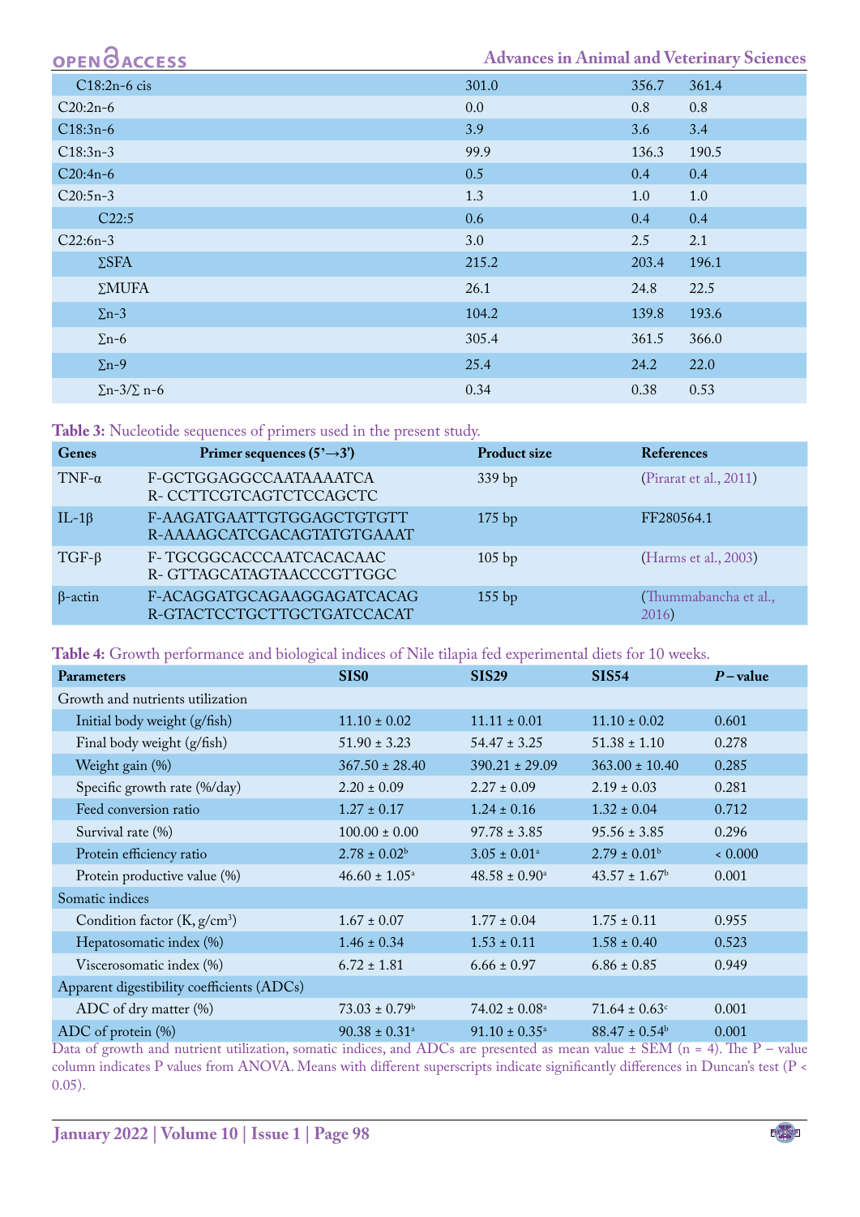| | | | |
|---|---|---|---|
| C18:2n-6 cis | 301.0 | 356.7 | 361.4 |
| C20:2n-6 | 0.0 | 0.8 | 0.8 |
| C18:3n-6 | 3.9 | 3.6 | 3.4 |
| C18:3n-3 | 99.9 | 136.3 | 190.5 |
| C20:4n-6 | 0.5 | 0.4 | 0.4 |
| C20:5n-3 | 1.3 | 1.0 | 1.0 |
| C22:5 | 0.6 | 0.4 | 0.4 |
| C22:6n-3 | 3.0 | 2.5 | 2.1 |
| ∑SFA | 215.2 | 203.4 | 196.1 |
| ∑MUFA | 26.1 | 24.8 | 22.5 |
| ∑n-3 | 104.2 | 139.8 | 193.6 |
| ∑n-6 | 305.4 | 361.5 | 366.0 |
| ∑n-9 | 25.4 | 24.2 | 22.0 |
| ∑n-3/∑ n-6 | 0.34 | 0.38 | 0.53 |

**Table 3:** Nucleotide sequences of primers used in the present study.

| Genes | Primer sequences (5'→3') | Product size | References |
|---|---|---|---|
| TNF-α | F-GCTGGAGGCCAATAAAATCA<br>R- CCTTCGTCAGTCTCCAGCTC | 339 bp | (Pirarat et al., 2011) |
| IL-1β | F-AAGATGAATTGTGGAGCTGTGTT<br>R-AAAAGCATCGACAGTATGTGAAAT | 175 bp | FF280564.1 |
| TGF-β | F- TGCGGCACCCAATCACACAAC<br>R- GTTAGCATAGTAACCCGTTGGC | 105 bp | (Harms et al., 2003) |
| β-actin | F-ACAGGATGCAGAAGGAGATCACAG<br>R-GTACTCCTGCTTGCTGATCCACAT | 155 bp | (Thummabancha et al., 2016) |

**Table 4:** Growth performance and biological indices of Nile tilapia fed experimental diets for 10 weeks.

| Parameters | SIS0 | SIS29 | SIS54 | *P* – value |
|---|---|---|---|---|
| Growth and nutrients utilization | | | | |
| Initial body weight (g/fish) | 11.10 ± 0.02 | 11.11 ± 0.01 | 11.10 ± 0.02 | 0.601 |
| Final body weight (g/fish) | 51.90 ± 3.23 | 54.47 ± 3.25 | 51.38 ± 1.10 | 0.278 |
| Weight gain (%) | 367.50 ± 28.40 | 390.21 ± 29.09 | 363.00 ± 10.40 | 0.285 |
| Specific growth rate (%/day) | 2.20 ± 0.09 | 2.27 ± 0.09 | 2.19 ± 0.03 | 0.281 |
| Feed conversion ratio | 1.27 ± 0.17 | 1.24 ± 0.16 | 1.32 ± 0.04 | 0.712 |
| Survival rate (%) | 100.00 ± 0.00 | 97.78 ± 3.85 | 95.56 ± 3.85 | 0.296 |
| Protein efficiency ratio | 2.78 ± 0.02[b] | 3.05 ± 0.01[a] | 2.79 ± 0.01[b] | < 0.000 |
| Protein productive value (%) | 46.60 ± 1.05[a] | 48.58 ± 0.90[a] | 43.57 ± 1.67[b] | 0.001 |
| Somatic indices | | | | |
| Condition factor (K, g/cm$^3$) | 1.67 ± 0.07 | 1.77 ± 0.04 | 1.75 ± 0.11 | 0.955 |
| Hepatosomatic index (%) | 1.46 ± 0.34 | 1.53 ± 0.11 | 1.58 ± 0.40 | 0.523 |
| Viscerosomatic index (%) | 6.72 ± 1.81 | 6.66 ± 0.97 | 6.86 ± 0.85 | 0.949 |
| Apparent digestibility coefficients (ADCs) | | | | |
| ADC of dry matter (%) | 73.03 ± 0.79[b] | 74.02 ± 0.08[a] | 71.64 ± 0.63[c] | 0.001 |
| ADC of protein (%) | 90.38 ± 0.31[a] | 91.10 ± 0.35[a] | 88.47 ± 0.54[b] | 0.001 |

Data of growth and nutrient utilization, somatic indices, and ADCs are presented as mean value ± SEM (n = 4). The P – value column indicates P values from ANOVA. Means with different superscripts indicate significantly differences in Duncan's test ($P < 0.05$).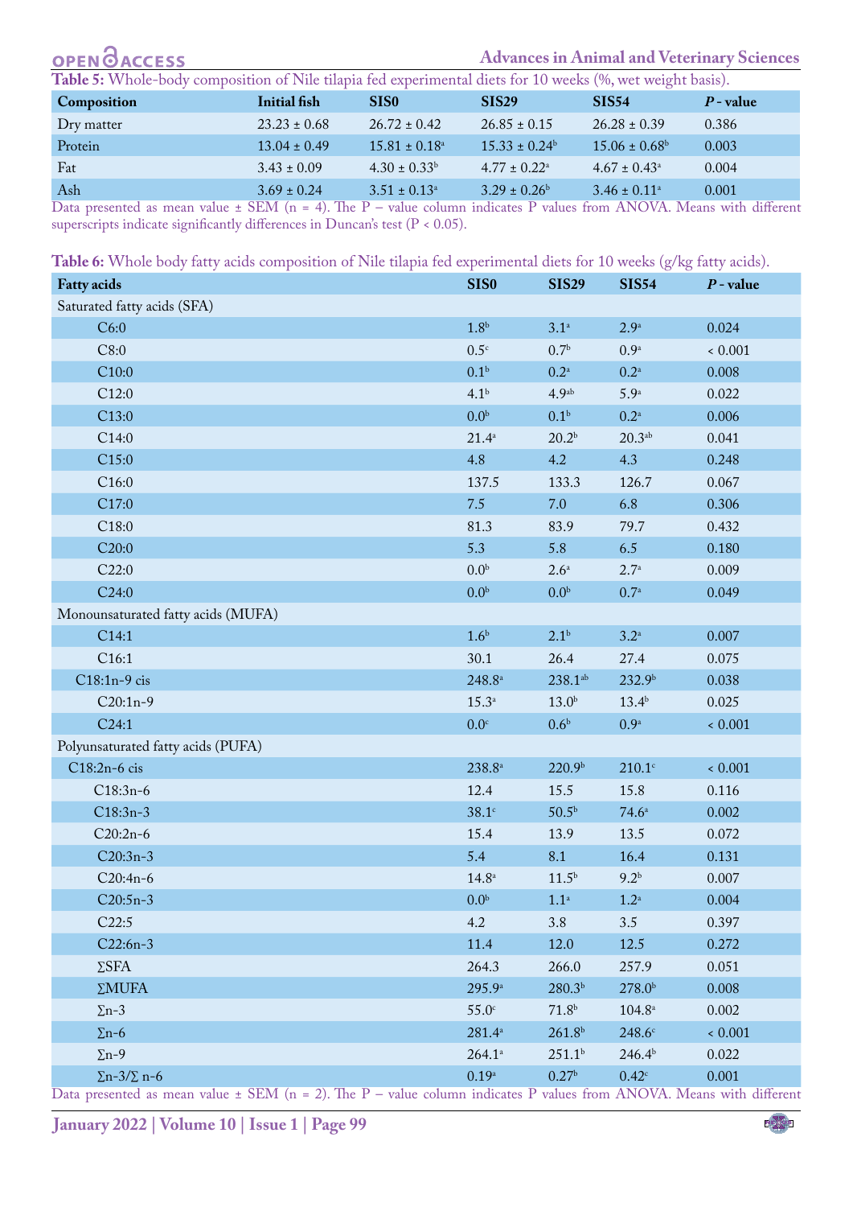**Table 5:** Whole-body composition of Nile tilapia fed experimental diets for 10 weeks (%, wet weight basis).

| Composition | Initial fish | SIS0 | SIS29 | SIS54 | *P* - value |
|---|---|---|---|---|---|
| Dry matter | 23.23 ± 0.68 | 26.72 ± 0.42 | 26.85 ± 0.15 | 26.28 ± 0.39 | 0.386 |
| Protein | 13.04 ± 0.49 | 15.81 ± 0.18[a] | 15.33 ± 0.24[b] | 15.06 ± 0.68[b] | 0.003 |
| Fat | 3.43 ± 0.09 | 4.30 ± 0.33[b] | 4.77 ± 0.22[a] | 4.67 ± 0.43[a] | 0.004 |
| Ash | 3.69 ± 0.24 | 3.51 ± 0.13[a] | 3.29 ± 0.26[b] | 3.46 ± 0.11[a] | 0.001 |

Data presented as mean value ± SEM (n = 4). The P – value column indicates P values from ANOVA. Means with different superscripts indicate significantly differences in Duncan's test (P < 0.05).

**Table 6:** Whole body fatty acids composition of Nile tilapia fed experimental diets for 10 weeks (g/kg fatty acids).

| Fatty acids | SIS0 | SIS29 | SIS54 | *P* - value |
|---|---|---|---|---|
| Saturated fatty acids (SFA) | | | | |
| C6:0 | 1.8[b] | 3.1[a] | 2.9[a] | 0.024 |
| C8:0 | 0.5[c] | 0.7[b] | 0.9[a] | < 0.001 |
| C10:0 | 0.1[b] | 0.2[a] | 0.2[a] | 0.008 |
| C12:0 | 4.1[b] | 4.9[ab] | 5.9[a] | 0.022 |
| C13:0 | 0.0[b] | 0.1[b] | 0.2[a] | 0.006 |
| C14:0 | 21.4[a] | 20.2[b] | 20.3[ab] | 0.041 |
| C15:0 | 4.8 | 4.2 | 4.3 | 0.248 |
| C16:0 | 137.5 | 133.3 | 126.7 | 0.067 |
| C17:0 | 7.5 | 7.0 | 6.8 | 0.306 |
| C18:0 | 81.3 | 83.9 | 79.7 | 0.432 |
| C20:0 | 5.3 | 5.8 | 6.5 | 0.180 |
| C22:0 | 0.0[b] | 2.6[a] | 2.7[a] | 0.009 |
| C24:0 | 0.0[b] | 0.0[b] | 0.7[a] | 0.049 |
| Monounsaturated fatty acids (MUFA) | | | | |
| C14:1 | 1.6[b] | 2.1[b] | 3.2[a] | 0.007 |
| C16:1 | 30.1 | 26.4 | 27.4 | 0.075 |
| C18:1n-9 cis | 248.8[a] | 238.1[ab] | 232.9[b] | 0.038 |
| C20:1n-9 | 15.3[a] | 13.0[b] | 13.4[b] | 0.025 |
| C24:1 | 0.0[c] | 0.6[b] | 0.9[a] | < 0.001 |
| Polyunsaturated fatty acids (PUFA) | | | | |
| C18:2n-6 cis | 238.8[a] | 220.9[b] | 210.1[c] | < 0.001 |
| C18:3n-6 | 12.4 | 15.5 | 15.8 | 0.116 |
| C18:3n-3 | 38.1[c] | 50.5[b] | 74.6[a] | 0.002 |
| C20:2n-6 | 15.4 | 13.9 | 13.5 | 0.072 |
| C20:3n-3 | 5.4 | 8.1 | 16.4 | 0.131 |
| C20:4n-6 | 14.8[a] | 11.5[b] | 9.2[b] | 0.007 |
| C20:5n-3 | 0.0[b] | 1.1[a] | 1.2[a] | 0.004 |
| C22:5 | 4.2 | 3.8 | 3.5 | 0.397 |
| C22:6n-3 | 11.4 | 12.0 | 12.5 | 0.272 |
| ∑SFA | 264.3 | 266.0 | 257.9 | 0.051 |
| ∑MUFA | 295.9[a] | 280.3[b] | 278.0[b] | 0.008 |
| ∑n-3 | 55.0[c] | 71.8[b] | 104.8[a] | 0.002 |
| ∑n-6 | 281.4[a] | 261.8[b] | 248.6[c] | < 0.001 |
| ∑n-9 | 264.1[a] | 251.1[b] | 246.4[b] | 0.022 |
| ∑n-3/∑ n-6 | 0.19[a] | 0.27[b] | 0.42[c] | 0.001 |

Data presented as mean value ± SEM (n = 2). The P – value column indicates P values from ANOVA. Means with different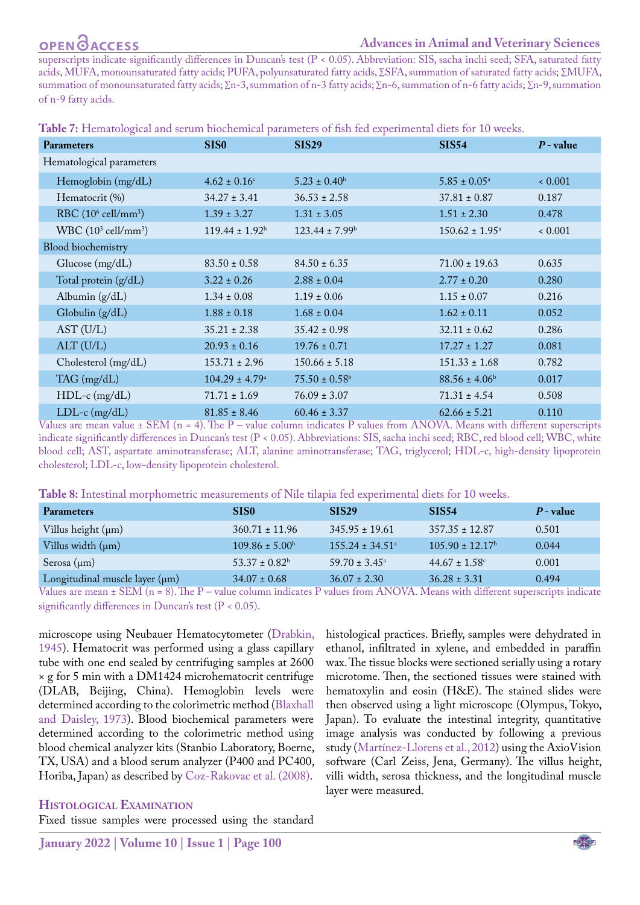superscripts indicate significantly differences in Duncan's test ($P < 0.05$). Abbreviation: SIS, sacha inchi seed; SFA, saturated fatty acids, MUFA, monounsaturated fatty acids; PUFA, polyunsaturated fatty acids, ∑SFA, summation of saturated fatty acids; ∑MUFA, summation of monounsaturated fatty acids; ∑n-3, summation of n-3 fatty acids; ∑n-6, summation of n-6 fatty acids; ∑n-9, summation of n-9 fatty acids.

**Table 7:** Hematological and serum biochemical parameters of fish fed experimental diets for 10 weeks.

| Parameters | SIS0 | SIS29 | SIS54 | *P* - value |
|---|---|---|---|---|
| Hematological parameters | | | | |
| Hemoglobin (mg/dL) | 4.62 ± 0.16[c] | 5.23 ± 0.40[b] | 5.85 ± 0.05[a] | < 0.001 |
| Hematocrit (%) | 34.27 ± 3.41 | 36.53 ± 2.58 | 37.81 ± 0.87 | 0.187 |
| RBC ($10^6$ cell/mm$^3$) | 1.39 ± 3.27 | 1.31 ± 3.05 | 1.51 ± 2.30 | 0.478 |
| WBC ($10^3$ cell/mm$^3$) | 119.44 ± 1.92[b] | 123.44 ± 7.99[b] | 150.62 ± 1.95[a] | < 0.001 |
| Blood biochemistry | | | | |
| Glucose (mg/dL) | 83.50 ± 0.58 | 84.50 ± 6.35 | 71.00 ± 19.63 | 0.635 |
| Total protein (g/dL) | 3.22 ± 0.26 | 2.88 ± 0.04 | 2.77 ± 0.20 | 0.280 |
| Albumin (g/dL) | 1.34 ± 0.08 | 1.19 ± 0.06 | 1.15 ± 0.07 | 0.216 |
| Globulin (g/dL) | 1.88 ± 0.18 | 1.68 ± 0.04 | 1.62 ± 0.11 | 0.052 |
| AST (U/L) | 35.21 ± 2.38 | 35.42 ± 0.98 | 32.11 ± 0.62 | 0.286 |
| ALT (U/L) | 20.93 ± 0.16 | 19.76 ± 0.71 | 17.27 ± 1.27 | 0.081 |
| Cholesterol (mg/dL) | 153.71 ± 2.96 | 150.66 ± 5.18 | 151.33 ± 1.68 | 0.782 |
| TAG (mg/dL) | 104.29 ± 4.79[a] | 75.50 ± 0.58[b] | 88.56 ± 4.06[b] | 0.017 |
| HDL-c (mg/dL) | 71.71 ± 1.69 | 76.09 ± 3.07 | 71.31 ± 4.54 | 0.508 |
| LDL-c (mg/dL) | 81.85 ± 8.46 | 60.46 ± 3.37 | 62.66 ± 5.21 | 0.110 |

Values are mean value ± SEM (n = 4). The P – value column indicates P values from ANOVA. Means with different superscripts indicate significantly differences in Duncan's test ($P < 0.05$). Abbreviations: SIS, sacha inchi seed; RBC, red blood cell; WBC, white blood cell; AST, aspartate aminotransferase; ALT, alanine aminotransferase; TAG, triglycerol; HDL-c, high-density lipoprotein cholesterol; LDL-c, low-density lipoprotein cholesterol.

**Table 8:** Intestinal morphometric measurements of Nile tilapia fed experimental diets for 10 weeks.

| Parameters | SIS0 | SIS29 | SIS54 | *P* - value |
|---|---|---|---|---|
| Villus height (μm) | 360.71 ± 11.96 | 345.95 ± 19.61 | 357.35 ± 12.87 | 0.501 |
| Villus width (μm) | 109.86 ± 5.00[b] | 155.24 ± 34.51[a] | 105.90 ± 12.17[b] | 0.044 |
| Serosa (μm) | 53.37 ± 0.82[b] | 59.70 ± 3.45[a] | 44.67 ± 1.58[c] | 0.001 |
| Longitudinal muscle layer (μm) | 34.07 ± 0.68 | 36.07 ± 2.30 | 36.28 ± 3.31 | 0.494 |

Values are mean ± SEM (n = 8). The P – value column indicates P values from ANOVA. Means with different superscripts indicate significantly differences in Duncan's test ($P < 0.05$).

microscope using Neubauer Hematocytometer (Drabkin, 1945). Hematocrit was performed using a glass capillary tube with one end sealed by centrifuging samples at 2600 × g for 5 min with a DM1424 microhematocrit centrifuge (DLAB, Beijing, China). Hemoglobin levels were determined according to the colorimetric method (Blaxhall and Daisley, 1973). Blood biochemical parameters were determined according to the colorimetric method using blood chemical analyzer kits (Stanbio Laboratory, Boerne, TX, USA) and a blood serum analyzer (P400 and PC400, Horiba, Japan) as described by Coz-Rakovac et al. (2008).

## Histological Examination

Fixed tissue samples were processed using the standard histological practices. Briefly, samples were dehydrated in ethanol, infiltrated in xylene, and embedded in paraffin wax. The tissue blocks were sectioned serially using a rotary microtome. Then, the sectioned tissues were stained with hematoxylin and eosin (H&E). The stained slides were then observed using a light microscope (Olympus, Tokyo, Japan). To evaluate the intestinal integrity, quantitative image analysis was conducted by following a previous study (Martínez-Llorens et al., 2012) using the AxioVision software (Carl Zeiss, Jena, Germany). The villus height, villi width, serosa thickness, and the longitudinal muscle layer were measured.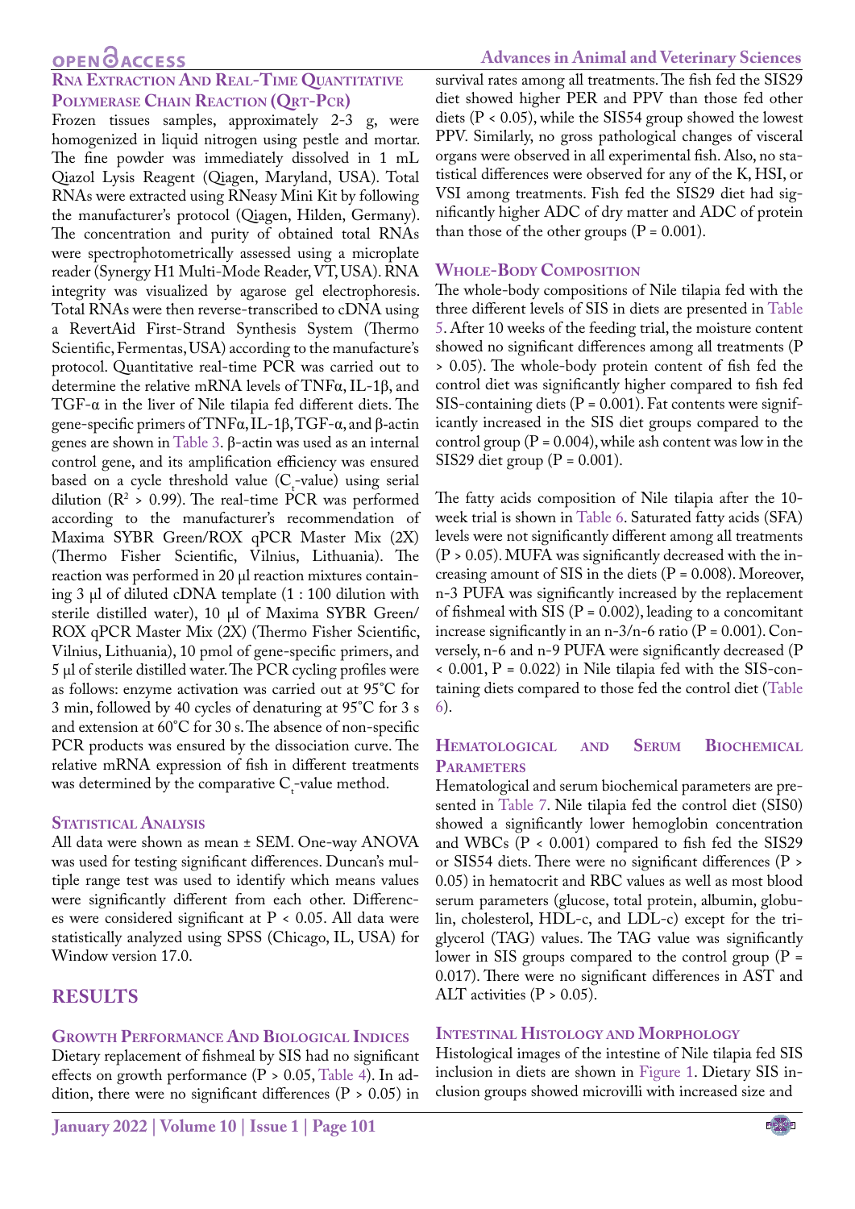### RNA Extraction And Real-Time Quantitative Polymerase Chain Reaction (Qrt-Pcr)

Frozen tissues samples, approximately 2-3 g, were homogenized in liquid nitrogen using pestle and mortar. The fine powder was immediately dissolved in 1 mL Qiazol Lysis Reagent (Qiagen, Maryland, USA). Total RNAs were extracted using RNeasy Mini Kit by following the manufacturer's protocol (Qiagen, Hilden, Germany). The concentration and purity of obtained total RNAs were spectrophotometrically assessed using a microplate reader (Synergy H1 Multi-Mode Reader, VT, USA). RNA integrity was visualized by agarose gel electrophoresis. Total RNAs were then reverse-transcribed to cDNA using a RevertAid First-Strand Synthesis System (Thermo Scientific, Fermentas, USA) according to the manufacturer's protocol. Quantitative real-time PCR was carried out to determine the relative mRNA levels of TNFα, IL-1β, and TGF-α in the liver of Nile tilapia fed different diets. The gene-specific primers of TNFα, IL-1β, TGF-α, and β-actin genes are shown in Table 3. β-actin was used as an internal control gene, and its amplification efficiency was ensured based on a cycle threshold value ($C_t$-value) using serial dilution ($R^2$ > 0.99). The real-time PCR was performed according to the manufacturer's recommendation of Maxima SYBR Green/ROX qPCR Master Mix (2X) (Thermo Fisher Scientific, Vilnius, Lithuania). The reaction was performed in 20 µl reaction mixtures containing 3 µl of diluted cDNA template (1 : 100 dilution with sterile distilled water), 10 µl of Maxima SYBR Green/ROX qPCR Master Mix (2X) (Thermo Fisher Scientific, Vilnius, Lithuania), 10 pmol of gene-specific primers, and 5 µl of sterile distilled water. The PCR cycling profiles were as follows: enzyme activation was carried out at 95°C for 3 min, followed by 40 cycles of denaturing at 95°C for 3 s and extension at 60°C for 30 s. The absence of non-specific PCR products was ensured by the dissociation curve. The relative mRNA expression of fish in different treatments was determined by the comparative $C_t$-value method.

### Statistical Analysis

All data were shown as mean ± SEM. One-way ANOVA was used for testing significant differences. Duncan's multiple range test was used to identify which means values were significantly different from each other. Differences were considered significant at P < 0.05. All data were statistically analyzed using SPSS (Chicago, IL, USA) for Window version 17.0.

## RESULTS

### Growth Performance And Biological Indices

Dietary replacement of fishmeal by SIS had no significant effects on growth performance (P > 0.05, Table 4). In addition, there were no significant differences (P > 0.05) in survival rates among all treatments. The fish fed the SIS29 diet showed higher PER and PPV than those fed other diets (P < 0.05), while the SIS54 group showed the lowest PPV. Similarly, no gross pathological changes of visceral organs were observed in all experimental fish. Also, no statistical differences were observed for any of the K, HSI, or VSI among treatments. Fish fed the SIS29 diet had significantly higher ADC of dry matter and ADC of protein than those of the other groups (P = 0.001).

### Whole-Body Composition

The whole-body compositions of Nile tilapia fed with the three different levels of SIS in diets are presented in Table 5. After 10 weeks of the feeding trial, the moisture content showed no significant differences among all treatments (P > 0.05). The whole-body protein content of fish fed the control diet was significantly higher compared to fish fed SIS-containing diets (P = 0.001). Fat contents were significantly increased in the SIS diet groups compared to the control group (P = 0.004), while ash content was low in the SIS29 diet group (P = 0.001).

The fatty acids composition of Nile tilapia after the 10-week trial is shown in Table 6. Saturated fatty acids (SFA) levels were not significantly different among all treatments (P > 0.05). MUFA was significantly decreased with the increasing amount of SIS in the diets (P = 0.008). Moreover, n-3 PUFA was significantly increased by the replacement of fishmeal with SIS (P = 0.002), leading to a concomitant increase significantly in an n-3/n-6 ratio (P = 0.001). Conversely, n-6 and n-9 PUFA were significantly decreased (P < 0.001, P = 0.022) in Nile tilapia fed with the SIS-containing diets compared to those fed the control diet (Table 6).

### Hematological and Serum Biochemical Parameters

Hematological and serum biochemical parameters are presented in Table 7. Nile tilapia fed the control diet (SIS0) showed a significantly lower hemoglobin concentration and WBCs (P < 0.001) compared to fish fed the SIS29 or SIS54 diets. There were no significant differences (P > 0.05) in hematocrit and RBC values as well as most blood serum parameters (glucose, total protein, albumin, globulin, cholesterol, HDL-c, and LDL-c) except for the triglycerol (TAG) values. The TAG value was significantly lower in SIS groups compared to the control group (P = 0.017). There were no significant differences in AST and ALT activities (P > 0.05).

### Intestinal Histology and Morphology

Histological images of the intestine of Nile tilapia fed SIS inclusion in diets are shown in Figure 1. Dietary SIS inclusion groups showed microvilli with increased size and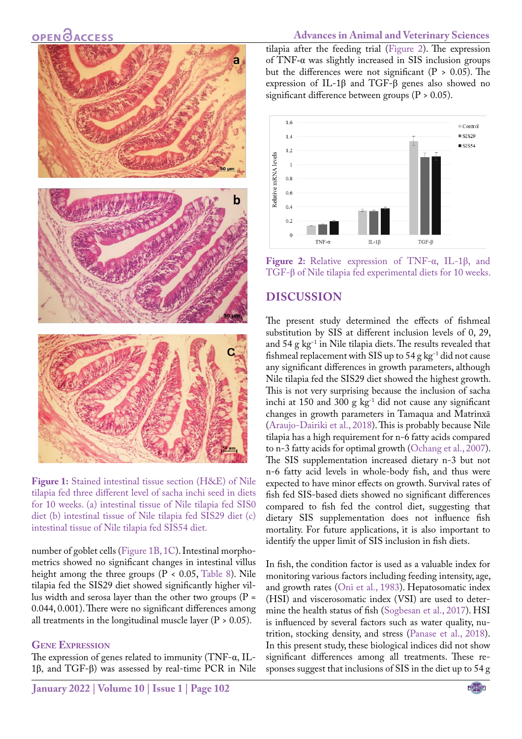Figure 1: Stained intestinal tissue section (H&E) of Nile tilapia fed three different level of sacha inchi seed in diets for 10 weeks. (a) intestinal tissue of Nile tilapia fed SIS0 diet (b) intestinal tissue of Nile tilapia fed SIS29 diet (c) intestinal tissue of Nile tilapia fed SIS54 diet.

number of goblet cells (Figure 1B, 1C). Intestinal morphometrics showed no significant changes in intestinal villus height among the three groups ($P < 0.05$, Table 8). Nile tilapia fed the SIS29 diet showed significantly higher villus width and serosa layer than the other two groups ($P$ = 0.044, 0.001). There were no significant differences among all treatments in the longitudinal muscle layer ($P > 0.05$).

### Gene Expression

The expression of genes related to immunity (TNF-α, IL-1β, and TGF-β) was assessed by real-time PCR in Nile tilapia after the feeding trial (Figure 2). The expression of TNF-α was slightly increased in SIS inclusion groups but the differences were not significant ($P > 0.05$). The expression of IL-1β and TGF-β genes also showed no significant difference between groups ($P > 0.05$).

Figure 2: Relative expression of TNF-α, IL-1β, and TGF-β of Nile tilapia fed experimental diets for 10 weeks.

## DISCUSSION

The present study determined the effects of fishmeal substitution by SIS at different inclusion levels of 0, 29, and 54 g kg$^{-1}$ in Nile tilapia diets. The results revealed that fishmeal replacement with SIS up to 54 g kg$^{-1}$ did not cause any significant differences in growth parameters, although Nile tilapia fed the SIS29 diet showed the highest growth. This is not very surprising because the inclusion of sacha inchi at 150 and 300 g kg$^{-1}$ did not cause any significant changes in growth parameters in Tamaqua and Matrinxã (Araujo-Dairiki et al., 2018). This is probably because Nile tilapia has a high requirement for n-6 fatty acids compared to n-3 fatty acids for optimal growth (Ochang et al., 2007). The SIS supplementation increased dietary n-3 but not n-6 fatty acid levels in whole-body fish, and thus were expected to have minor effects on growth. Survival rates of fish fed SIS-based diets showed no significant differences compared to fish fed the control diet, suggesting that dietary SIS supplementation does not influence fish mortality. For future applications, it is also important to identify the upper limit of SIS inclusion in fish diets.

In fish, the condition factor is used as a valuable index for monitoring various factors including feeding intensity, age, and growth rates (Oni et al., 1983). Hepatosomatic index (HSI) and viscerosomatic index (VSI) are used to determine the health status of fish (Sogbesan et al., 2017). HSI is influenced by several factors such as water quality, nutrition, stocking density, and stress (Panase et al., 2018). In this present study, these biological indices did not show significant differences among all treatments. These responses suggest that inclusions of SIS in the diet up to 54 g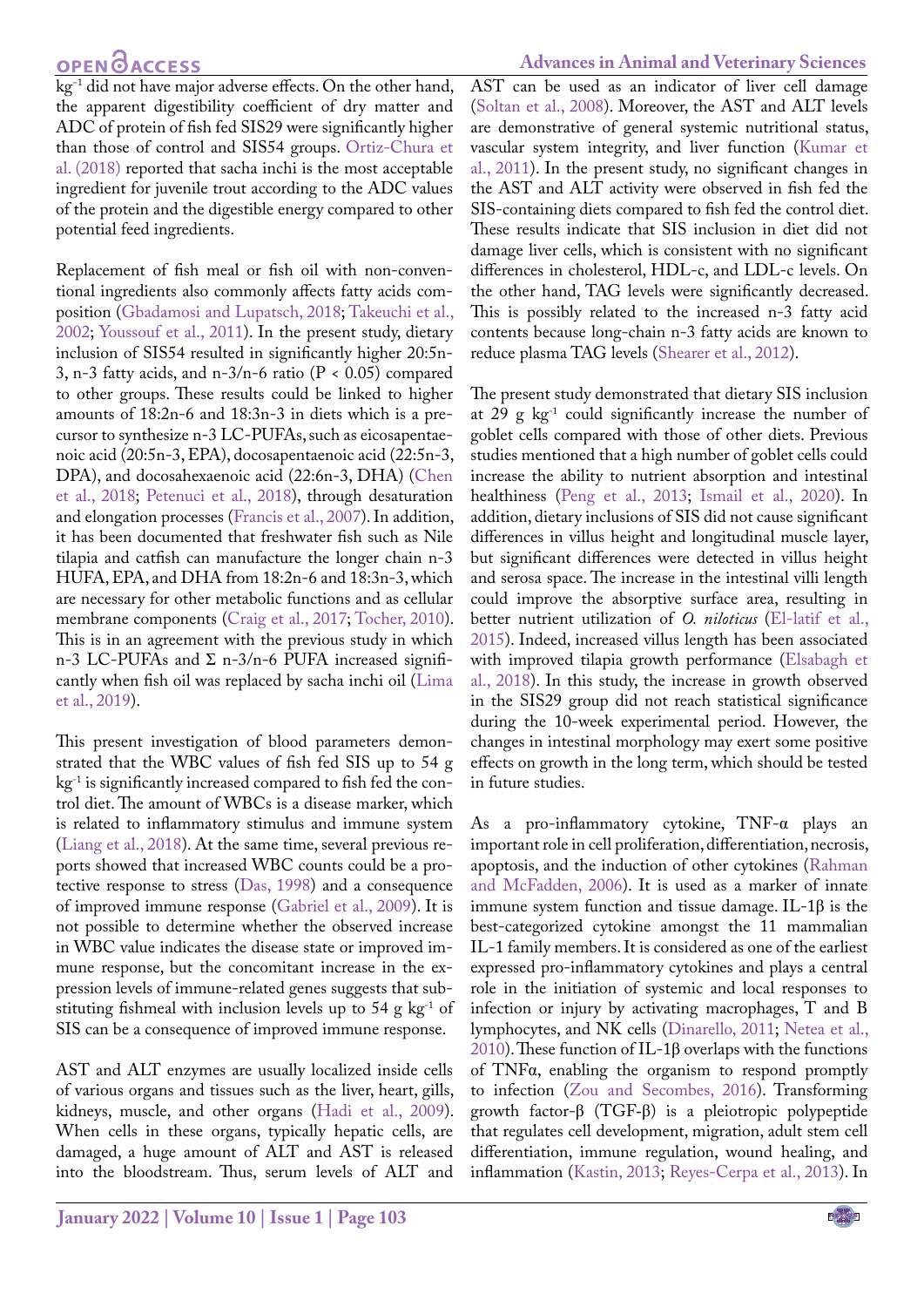$kg^{-1}$ did not have major adverse effects. On the other hand, the apparent digestibility coefficient of dry matter and ADC of protein of fish fed SIS29 were significantly higher than those of control and SIS54 groups. Ortiz-Chura et al. (2018) reported that sacha inchi is the most acceptable ingredient for juvenile trout according to the ADC values of the protein and the digestible energy compared to other potential feed ingredients.

Replacement of fish meal or fish oil with non-conventional ingredients also commonly affects fatty acids composition (Gbadamosi and Lupatsch, 2018; Takeuchi et al., 2002; Youssouf et al., 2011). In the present study, dietary inclusion of SIS54 resulted in significantly higher 20:5n-3, n-3 fatty acids, and n-3/n-6 ratio ($P < 0.05$) compared to other groups. These results could be linked to higher amounts of 18:2n-6 and 18:3n-3 in diets which is a precursor to synthesize n-3 LC-PUFAs, such as eicosapentaenoic acid (20:5n-3, EPA), docosapentaenoic acid (22:5n-3, DPA), and docosahexaenoic acid (22:6n-3, DHA) (Chen et al., 2018; Petenuci et al., 2018), through desaturation and elongation processes (Francis et al., 2007). In addition, it has been documented that freshwater fish such as Nile tilapia and catfish can manufacture the longer chain n-3 HUFA, EPA, and DHA from 18:2n-6 and 18:3n-3, which are necessary for other metabolic functions and as cellular membrane components (Craig et al., 2017; Tocher, 2010). This is in an agreement with the previous study in which n-3 LC-PUFAs and Σ n-3/n-6 PUFA increased significantly when fish oil was replaced by sacha inchi oil (Lima et al., 2019).

This present investigation of blood parameters demonstrated that the WBC values of fish fed SIS up to 54 g $kg^{-1}$ is significantly increased compared to fish fed the control diet. The amount of WBCs is a disease marker, which is related to inflammatory stimulus and immune system (Liang et al., 2018). At the same time, several previous reports showed that increased WBC counts could be a protective response to stress (Das, 1998) and a consequence of improved immune response (Gabriel et al., 2009). It is not possible to determine whether the observed increase in WBC value indicates the disease state or improved immune response, but the concomitant increase in the expression levels of immune-related genes suggests that substituting fishmeal with inclusion levels up to 54 g $kg^{-1}$ of SIS can be a consequence of improved immune response.

AST and ALT enzymes are usually localized inside cells of various organs and tissues such as the liver, heart, gills, kidneys, muscle, and other organs (Hadi et al., 2009). When cells in these organs, typically hepatic cells, are damaged, a huge amount of ALT and AST is released into the bloodstream. Thus, serum levels of ALT and AST can be used as an indicator of liver cell damage (Soltan et al., 2008). Moreover, the AST and ALT levels are demonstrative of general systemic nutritional status, vascular system integrity, and liver function (Kumar et al., 2011). In the present study, no significant changes in the AST and ALT activity were observed in fish fed the SIS-containing diets compared to fish fed the control diet. These results indicate that SIS inclusion in diet did not damage liver cells, which is consistent with no significant differences in cholesterol, HDL-c, and LDL-c levels. On the other hand, TAG levels were significantly decreased. This is possibly related to the increased n-3 fatty acid contents because long-chain n-3 fatty acids are known to reduce plasma TAG levels (Shearer et al., 2012).

The present study demonstrated that dietary SIS inclusion at 29 g $kg^{-1}$ could significantly increase the number of goblet cells compared with those of other diets. Previous studies mentioned that a high number of goblet cells could increase the ability to nutrient absorption and intestinal healthiness (Peng et al., 2013; Ismail et al., 2020). In addition, dietary inclusions of SIS did not cause significant differences in villus height and longitudinal muscle layer, but significant differences were detected in villus height and serosa space. The increase in the intestinal villi length could improve the absorptive surface area, resulting in better nutrient utilization of *O. niloticus* (El-latif et al., 2015). Indeed, increased villus length has been associated with improved tilapia growth performance (Elsabagh et al., 2018). In this study, the increase in growth observed in the SIS29 group did not reach statistical significance during the 10-week experimental period. However, the changes in intestinal morphology may exert some positive effects on growth in the long term, which should be tested in future studies.

As a pro-inflammatory cytokine, TNF-α plays an important role in cell proliferation, differentiation, necrosis, apoptosis, and the induction of other cytokines (Rahman and McFadden, 2006). It is used as a marker of innate immune system function and tissue damage. IL-1β is the best-categorized cytokine amongst the 11 mammalian IL-1 family members. It is considered as one of the earliest expressed pro-inflammatory cytokines and plays a central role in the initiation of systemic and local responses to infection or injury by activating macrophages, T and B lymphocytes, and NK cells (Dinarello, 2011; Netea et al., 2010). These function of IL-1β overlaps with the functions of TNFα, enabling the organism to respond promptly to infection (Zou and Secombes, 2016). Transforming growth factor-β (TGF-β) is a pleiotropic polypeptide that regulates cell development, migration, adult stem cell differentiation, immune regulation, wound healing, and inflammation (Kastin, 2013; Reyes-Cerpa et al., 2013). In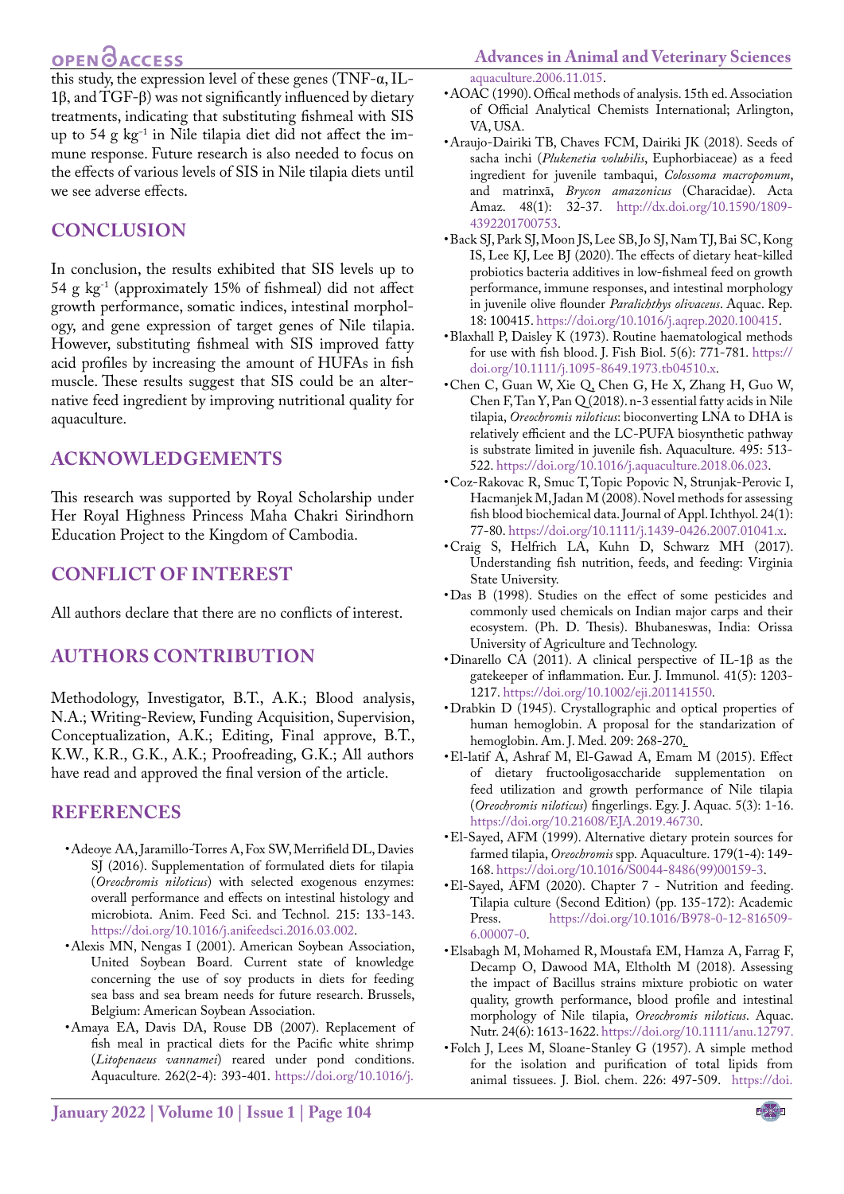this study, the expression level of these genes (TNF-α, IL-1β, and TGF-β) was not significantly influenced by dietary treatments, indicating that substituting fishmeal with SIS up to 54 g $kg^{-1}$ in Nile tilapia diet did not affect the immune response. Future research is also needed to focus on the effects of various levels of SIS in Nile tilapia diets until we see adverse effects.

## CONCLUSION

In conclusion, the results exhibited that SIS levels up to 54 g $kg^{-1}$ (approximately 15% of fishmeal) did not affect growth performance, somatic indices, intestinal morphology, and gene expression of target genes of Nile tilapia. However, substituting fishmeal with SIS improved fatty acid profiles by increasing the amount of HUFAs in fish muscle. These results suggest that SIS could be an alternative feed ingredient by improving nutritional quality for aquaculture.

## ACKNOWLEDGEMENTS

This research was supported by Royal Scholarship under Her Royal Highness Princess Maha Chakri Sirindhorn Education Project to the Kingdom of Cambodia.

## CONFLICT OF INTEREST

All authors declare that there are no conflicts of interest.

## AUTHORS CONTRIBUTION

Methodology, Investigator, B.T., A.K.; Blood analysis, N.A.; Writing-Review, Funding Acquisition, Supervision, Conceptualization, A.K.; Editing, Final approve, B.T., K.W., K.R., G.K., A.K.; Proofreading, G.K.; All authors have read and approved the final version of the article.

## REFERENCES

- Adeoye AA, Jaramillo-Torres A, Fox SW, Merrifield DL, Davies SJ (2016). Supplementation of formulated diets for tilapia (*Oreochromis niloticus*) with selected exogenous enzymes: overall performance and effects on intestinal histology and microbiota. Anim. Feed Sci. and Technol. 215: 133-143. https://doi.org/10.1016/j.anifeedsci.2016.03.002.
- Alexis MN, Nengas I (2001). American Soybean Association, United Soybean Board. Current state of knowledge concerning the use of soy products in diets for feeding sea bass and sea bream needs for future research. Brussels, Belgium: American Soybean Association.
- Amaya EA, Davis DA, Rouse DB (2007). Replacement of fish meal in practical diets for the Pacific white shrimp (*Litopenaeus vannamei*) reared under pond conditions. Aquaculture. 262(2-4): 393-401. https://doi.org/10.1016/j.aquaculture.2006.11.015.
- AOAC (1990). Offical methods of analysis. 15th ed. Association of Official Analytical Chemists International; Arlington, VA, USA.
- Araujo-Dairiki TB, Chaves FCM, Dairiki JK (2018). Seeds of sacha inchi (*Plukenetia volubilis*, Euphorbiaceae) as a feed ingredient for juvenile tambaqui, *Colossoma macropomum*, and matrinxã, *Brycon amazonicus* (Characidae). Acta Amaz. 48(1): 32-37. http://dx.doi.org/10.1590/1809-4392201700753.
- Back SJ, Park SJ, Moon JS, Lee SB, Jo SJ, Nam TJ, Bai SC, Kong IS, Lee KJ, Lee BJ (2020). The effects of dietary heat-killed probiotics bacteria additives in low-fishmeal feed on growth performance, immune responses, and intestinal morphology in juvenile olive flounder *Paralichthys olivaceus*. Aquac. Rep. 18: 100415. https://doi.org/10.1016/j.aqrep.2020.100415.
- Blaxhall P, Daisley K (1973). Routine haematological methods for use with fish blood. J. Fish Biol. 5(6): 771-781. https://doi.org/10.1111/j.1095-8649.1973.tb04510.x.
- Chen C, Guan W, Xie Q, Chen G, He X, Zhang H, Guo W, Chen F, Tan Y, Pan Q (2018). n-3 essential fatty acids in Nile tilapia, *Oreochromis niloticus*: bioconverting LNA to DHA is relatively efficient and the LC-PUFA biosynthetic pathway is substrate limited in juvenile fish. Aquaculture. 495: 513-522. https://doi.org/10.1016/j.aquaculture.2018.06.023.
- Coz-Rakovac R, Smuc T, Topic Popovic N, Strunjak-Perovic I, Hacmanjek M, Jadan M (2008). Novel methods for assessing fish blood biochemical data. Journal of Appl. Ichthyol. 24(1): 77-80. https://doi.org/10.1111/j.1439-0426.2007.01041.x.
- Craig S, Helfrich LA, Kuhn D, Schwarz MH (2017). Understanding fish nutrition, feeds, and feeding: Virginia State University.
- Das B (1998). Studies on the effect of some pesticides and commonly used chemicals on Indian major carps and their ecosystem. (Ph. D. Thesis). Bhubaneswas, India: Orissa University of Agriculture and Technology.
- Dinarello CA (2011). A clinical perspective of IL-1β as the gatekeeper of inflammation. Eur. J. Immunol. 41(5): 1203-1217. https://doi.org/10.1002/eji.201141550.
- Drabkin D (1945). Crystallographic and optical properties of human hemoglobin. A proposal for the standarization of hemoglobin. Am. J. Med. 209: 268-270.
- El-latif A, Ashraf M, El-Gawad A, Emam M (2015). Effect of dietary fructooligosaccharide supplementation on feed utilization and growth performance of Nile tilapia (*Oreochromis niloticus*) fingerlings. Egy. J. Aquac. 5(3): 1-16. https://doi.org/10.21608/EJA.2019.46730.
- El-Sayed, AFM (1999). Alternative dietary protein sources for farmed tilapia, *Oreochromis* spp. Aquaculture. 179(1-4): 149-168. https://doi.org/10.1016/S0044-8486(99)00159-3.
- El-Sayed, AFM (2020). Chapter 7 - Nutrition and feeding. Tilapia culture (Second Edition) (pp. 135-172): Academic Press. https://doi.org/10.1016/B978-0-12-816509-6.00007-0.
- Elsabagh M, Mohamed R, Moustafa EM, Hamza A, Farrag F, Decamp O, Dawood MA, Eltholth M (2018). Assessing the impact of Bacillus strains mixture probiotic on water quality, growth performance, blood profile and intestinal morphology of Nile tilapia, *Oreochromis niloticus*. Aquac. Nutr. 24(6): 1613-1622. https://doi.org/10.1111/anu.12797.
- Folch J, Lees M, Sloane-Stanley G (1957). A simple method for the isolation and purification of total lipids from animal tissuees. J. Biol. chem. 226: 497-509. https://doi.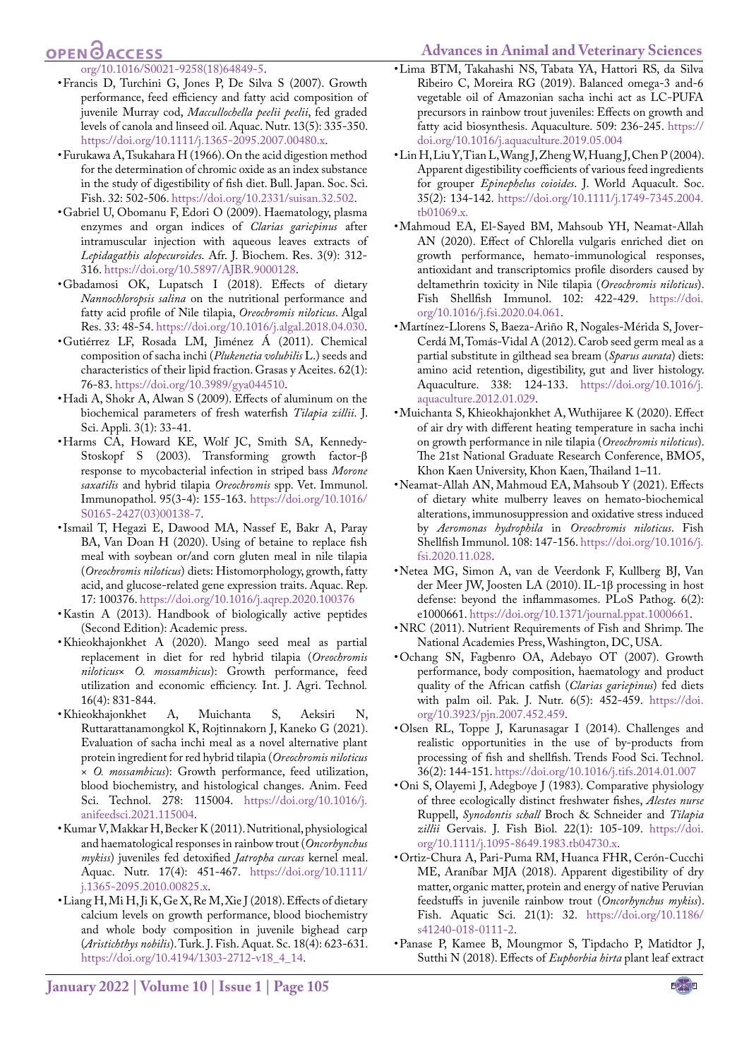org/10.1016/S0021-9258(18)64849-5.

- Francis D, Turchini G, Jones P, De Silva S (2007). Growth performance, feed efficiency and fatty acid composition of juvenile Murray cod, *Maccullochella peelii peelii*, fed graded levels of canola and linseed oil. Aquac. Nutr. 13(5): 335-350. https://doi.org/10.1111/j.1365-2095.2007.00480.x.
- Furukawa A, Tsukahara H (1966). On the acid digestion method for the determination of chromic oxide as an index substance in the study of digestibility of fish diet. Bull. Japan. Soc. Sci. Fish. 32: 502-506. https://doi.org/10.2331/suisan.32.502.
- Gabriel U, Obomanu F, Edori O (2009). Haematology, plasma enzymes and organ indices of *Clarias gariepinus* after intramuscular injection with aqueous leaves extracts of *Lepidagathis alopecuroides*. Afr. J. Biochem. Res. 3(9): 312-316. https://doi.org/10.5897/AJBR.9000128.
- Gbadamosi OK, Lupatsch I (2018). Effects of dietary *Nannochloropsis salina* on the nutritional performance and fatty acid profile of Nile tilapia, *Oreochromis niloticus*. Algal Res. 33: 48-54. https://doi.org/10.1016/j.algal.2018.04.030.
- Gutiérrez LF, Rosada LM, Jiménez Á (2011). Chemical composition of sacha inchi (*Plukenetia volubilis* L.) seeds and characteristics of their lipid fraction. Grasas y Aceites. 62(1): 76-83. https://doi.org/10.3989/gya044510.
- Hadi A, Shokr A, Alwan S (2009). Effects of aluminum on the biochemical parameters of fresh waterfish *Tilapia zillii*. J. Sci. Appli. 3(1): 33-41.
- Harms CA, Howard KE, Wolf JC, Smith SA, Kennedy-Stoskopf S (2003). Transforming growth factor-β response to mycobacterial infection in striped bass *Morone saxatilis* and hybrid tilapia *Oreochromis* spp. Vet. Immunol. Immunopathol. 95(3-4): 155-163. https://doi.org/10.1016/S0165-2427(03)00138-7.
- Ismail T, Hegazi E, Dawood MA, Nassef E, Bakr A, Paray BA, Van Doan H (2020). Using of betaine to replace fish meal with soybean or/and corn gluten meal in nile tilapia (*Oreochromis niloticus*) diets: Histomorphology, growth, fatty acid, and glucose-related gene expression traits. Aquac. Rep. 17: 100376. https://doi.org/10.1016/j.aqrep.2020.100376
- Kastin A (2013). Handbook of biologically active peptides (Second Edition): Academic press.
- Khieokhajonkhet A (2020). Mango seed meal as partial replacement in diet for red hybrid tilapia (*Oreochromis niloticus*× *O. mossambicus*): Growth performance, feed utilization and economic efficiency. Int. J. Agri. Technol. 16(4): 831-844.
- Khieokhajonkhet A, Muichanta S, Aeksiri N, Ruttarattanamongkol K, Rojtinnakorn J, Kaneko G (2021). Evaluation of sacha inchi meal as a novel alternative plant protein ingredient for red hybrid tilapia (*Oreochromis niloticus* × *O. mossambicus*): Growth performance, feed utilization, blood biochemistry, and histological changes. Anim. Feed Sci. Technol. 278: 115004. https://doi.org/10.1016/j.anifeedsci.2021.115004.
- Kumar V, Makkar H, Becker K (2011). Nutritional, physiological and haematological responses in rainbow trout (*Oncorhynchus mykiss*) juveniles fed detoxified *Jatropha curcas* kernel meal. Aquac. Nutr. 17(4): 451-467. https://doi.org/10.1111/j.1365-2095.2010.00825.x.
- Liang H, Mi H, Ji K, Ge X, Re M, Xie J (2018). Effects of dietary calcium levels on growth performance, blood biochemistry and whole body composition in juvenile bighead carp (*Aristichthys nobilis*). Turk. J. Fish. Aquat. Sc. 18(4): 623-631. https://doi.org/10.4194/1303-2712-v18_4_14.
- Lima BTM, Takahashi NS, Tabata YA, Hattori RS, da Silva Ribeiro C, Moreira RG (2019). Balanced omega-3 and-6 vegetable oil of Amazonian sacha inchi act as LC-PUFA precursors in rainbow trout juveniles: Effects on growth and fatty acid biosynthesis. Aquaculture. 509: 236-245. https://doi.org/10.1016/j.aquaculture.2019.05.004
- Lin H, Liu Y, Tian L, Wang J, Zheng W, Huang J, Chen P (2004). Apparent digestibility coefficients of various feed ingredients for grouper *Epinephelus coioides*. J. World Aquacult. Soc. 35(2): 134-142. https://doi.org/10.1111/j.1749-7345.2004.tb01069.x.
- Mahmoud EA, El-Sayed BM, Mahsoub YH, Neamat-Allah AN (2020). Effect of Chlorella vulgaris enriched diet on growth performance, hemato-immunological responses, antioxidant and transcriptomics profile disorders caused by deltamethrin toxicity in Nile tilapia (*Oreochromis niloticus*). Fish Shellfish Immunol. 102: 422-429. https://doi.org/10.1016/j.fsi.2020.04.061.
- Martínez-Llorens S, Baeza-Ariño R, Nogales-Mérida S, Jover-Cerdá M, Tomás-Vidal A (2012). Carob seed germ meal as a partial substitute in gilthead sea bream (*Sparus aurata*) diets: amino acid retention, digestibility, gut and liver histology. Aquaculture. 338: 124-133. https://doi.org/10.1016/j.aquaculture.2012.01.029.
- Muichanta S, Khieokhajonkhet A, Wuthijaree K (2020). Effect of air dry with different heating temperature in sacha inchi on growth performance in nile tilapia (*Oreochromis niloticus*). The 21st National Graduate Research Conference, BMO5, Khon Kaen University, Khon Kaen, Thailand 1–11.
- Neamat-Allah AN, Mahmoud EA, Mahsoub Y (2021). Effects of dietary white mulberry leaves on hemato-biochemical alterations, immunosuppression and oxidative stress induced by *Aeromonas hydrophila* in *Oreochromis niloticus*. Fish Shellfish Immunol. 108: 147-156. https://doi.org/10.1016/j.fsi.2020.11.028.
- Netea MG, Simon A, van de Veerdonk F, Kullberg BJ, Van der Meer JW, Joosten LA (2010). IL-1β processing in host defense: beyond the inflammasomes. PLoS Pathog. 6(2): e1000661. https://doi.org/10.1371/journal.ppat.1000661.
- NRC (2011). Nutrient Requirements of Fish and Shrimp. The National Academies Press, Washington, DC, USA.
- Ochang SN, Fagbenro OA, Adebayo OT (2007). Growth performance, body composition, haematology and product quality of the African catfish (*Clarias gariepinus*) fed diets with palm oil. Pak. J. Nutr. 6(5): 452-459. https://doi.org/10.3923/pjn.2007.452.459.
- Olsen RL, Toppe J, Karunasagar I (2014). Challenges and realistic opportunities in the use of by-products from processing of fish and shellfish. Trends Food Sci. Technol. 36(2): 144-151. https://doi.org/10.1016/j.tifs.2014.01.007
- Oni S, Olayemi J, Adegboye J (1983). Comparative physiology of three ecologically distinct freshwater fishes, *Alestes nurse* Ruppell, *Synodontis schall* Broch & Schneider and *Tilapia zillii* Gervais. J. Fish Biol. 22(1): 105-109. https://doi.org/10.1111/j.1095-8649.1983.tb04730.x.
- Ortiz-Chura A, Pari-Puma RM, Huanca FHR, Cerón-Cucchi ME, Araníbar MJA (2018). Apparent digestibility of dry matter, organic matter, protein and energy of native Peruvian feedstuffs in juvenile rainbow trout (*Oncorhynchus mykiss*). Fish. Aquatic Sci. 21(1): 32. https://doi.org/10.1186/s41240-018-0111-2.
- Panase P, Kamee B, Moungmor S, Tipdacho P, Matidtor J, Sutthi N (2018). Effects of *Euphorbia hirta* plant leaf extract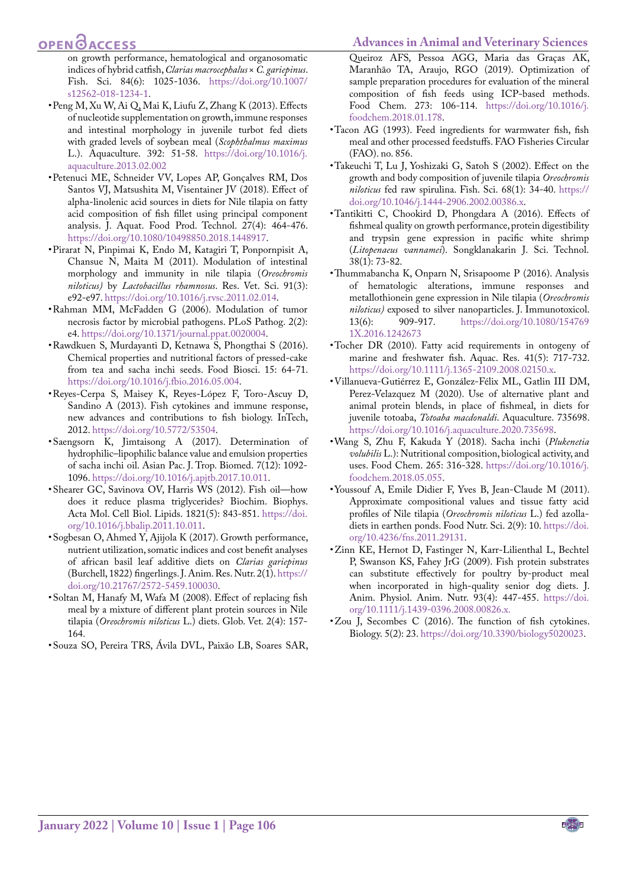on growth performance, hematological and organosomatic indices of hybrid catfish, *Clarias macrocephalus* × *C. gariepinus*. Fish. Sci. 84(6): 1025-1036. https://doi.org/10.1007/s12562-018-1234-1.

- Peng M, Xu W, Ai Q, Mai K, Liufu Z, Zhang K (2013). Effects of nucleotide supplementation on growth, immune responses and intestinal morphology in juvenile turbot fed diets with graded levels of soybean meal (*Scophthalmus maximus* L.). Aquaculture. 392: 51-58. https://doi.org/10.1016/j.aquaculture.2013.02.002
- Petenuci ME, Schneider VV, Lopes AP, Gonçalves RM, Dos Santos VJ, Matsushita M, Visentainer JV (2018). Effect of alpha-linolenic acid sources in diets for Nile tilapia on fatty acid composition of fish fillet using principal component analysis. J. Aquat. Food Prod. Technol. 27(4): 464-476. https://doi.org/10.1080/10498850.2018.1448917.
- Pirarat N, Pinpimai K, Endo M, Katagiri T, Ponpornpisit A, Chansue N, Maita M (2011). Modulation of intestinal morphology and immunity in nile tilapia (*Oreochromis niloticus*) by *Lactobacillus rhamnosus*. Res. Vet. Sci. 91(3): e92-e97. https://doi.org/10.1016/j.rvsc.2011.02.014.
- Rahman MM, McFadden G (2006). Modulation of tumor necrosis factor by microbial pathogens. PLoS Pathog. 2(2): e4. https://doi.org/10.1371/journal.ppat.0020004.
- Rawdkuen S, Murdayanti D, Ketnawa S, Phongthai S (2016). Chemical properties and nutritional factors of pressed-cake from tea and sacha inchi seeds. Food Biosci. 15: 64-71. https://doi.org/10.1016/j.fbio.2016.05.004.
- Reyes-Cerpa S, Maisey K, Reyes-López F, Toro-Ascuy D, Sandino A (2013). Fish cytokines and immune response, new advances and contributions to fish biology. InTech, 2012. https://doi.org/10.5772/53504.
- Saengsorn K, Jimtaisong A (2017). Determination of hydrophilic–lipophilic balance value and emulsion properties of sacha inchi oil. Asian Pac. J. Trop. Biomed. 7(12): 1092-1096. https://doi.org/10.1016/j.apjtb.2017.10.011.
- Shearer GC, Savinova OV, Harris WS (2012). Fish oil—how does it reduce plasma triglycerides? Biochim. Biophys. Acta Mol. Cell Biol. Lipids. 1821(5): 843-851. https://doi.org/10.1016/j.bbalip.2011.10.011.
- Sogbesan O, Ahmed Y, Ajijola K (2017). Growth performance, nutrient utilization, somatic indices and cost benefit analyses of african basil leaf additive diets on *Clarias gariepinus* (Burchell, 1822) fingerlings. J. Anim. Res. Nutr. 2(1). https://doi.org/10.21767/2572-5459.100030.
- Soltan M, Hanafy M, Wafa M (2008). Effect of replacing fish meal by a mixture of different plant protein sources in Nile tilapia (*Oreochromis niloticus* L.) diets. Glob. Vet. 2(4): 157-164.
- Souza SO, Pereira TRS, Ávila DVL, Paixão LB, Soares SAR, Queiroz AFS, Pessoa AGG, Maria das Graças AK, Maranhão TA, Araujo, RGO (2019). Optimization of sample preparation procedures for evaluation of the mineral composition of fish feeds using ICP-based methods. Food Chem. 273: 106-114. https://doi.org/10.1016/j.foodchem.2018.01.178.
- Tacon AG (1993). Feed ingredients for warmwater fish, fish meal and other processed feedstuffs. FAO Fisheries Circular (FAO). no. 856.
- Takeuchi T, Lu J, Yoshizaki G, Satoh S (2002). Effect on the growth and body composition of juvenile tilapia *Oreochromis niloticus* fed raw spirulina. Fish. Sci. 68(1): 34-40. https://doi.org/10.1046/j.1444-2906.2002.00386.x.
- Tantikitti C, Chookird D, Phongdara A (2016). Effects of fishmeal quality on growth performance, protein digestibility and trypsin gene expression in pacific white shrimp (*Litopenaeus vannamei*). Songklanakarin J. Sci. Technol. 38(1): 73-82.
- Thummabancha K, Onparn N, Srisapoome P (2016). Analysis of hematologic alterations, immune responses and metallothionein gene expression in Nile tilapia (*Oreochromis niloticus*) exposed to silver nanoparticles. J. Immunotoxicol. 13(6): 909-917. https://doi.org/10.1080/1547691X.2016.1242673
- Tocher DR (2010). Fatty acid requirements in ontogeny of marine and freshwater fish. Aquac. Res. 41(5): 717-732. https://doi.org/10.1111/j.1365-2109.2008.02150.x.
- Villanueva-Gutiérrez E, González-Félix ML, Gatlin III DM, Perez-Velazquez M (2020). Use of alternative plant and animal protein blends, in place of fishmeal, in diets for juvenile totoaba, *Totoaba macdonaldi*. Aquaculture. 735698. https://doi.org/10.1016/j.aquaculture.2020.735698.
- Wang S, Zhu F, Kakuda Y (2018). Sacha inchi (*Plukenetia volubilis* L.): Nutritional composition, biological activity, and uses. Food Chem. 265: 316-328. https://doi.org/10.1016/j.foodchem.2018.05.055.
- Youssouf A, Emile Didier F, Yves B, Jean-Claude M (2011). Approximate compositional values and tissue fatty acid profiles of Nile tilapia (*Oreochromis niloticus* L.) fed azolla-diets in earthen ponds. Food Nutr. Sci. 2(9): 10. https://doi.org/10.4236/fns.2011.29131.
- Zinn KE, Hernot D, Fastinger N, Karr-Lilienthal L, Bechtel P, Swanson KS, Fahey JrG (2009). Fish protein substrates can substitute effectively for poultry by-product meal when incorporated in high-quality senior dog diets. J. Anim. Physiol. Anim. Nutr. 93(4): 447-455. https://doi.org/10.1111/j.1439-0396.2008.00826.x.
- Zou J, Secombes C (2016). The function of fish cytokines. Biology. 5(2): 23. https://doi.org/10.3390/biology5020023.